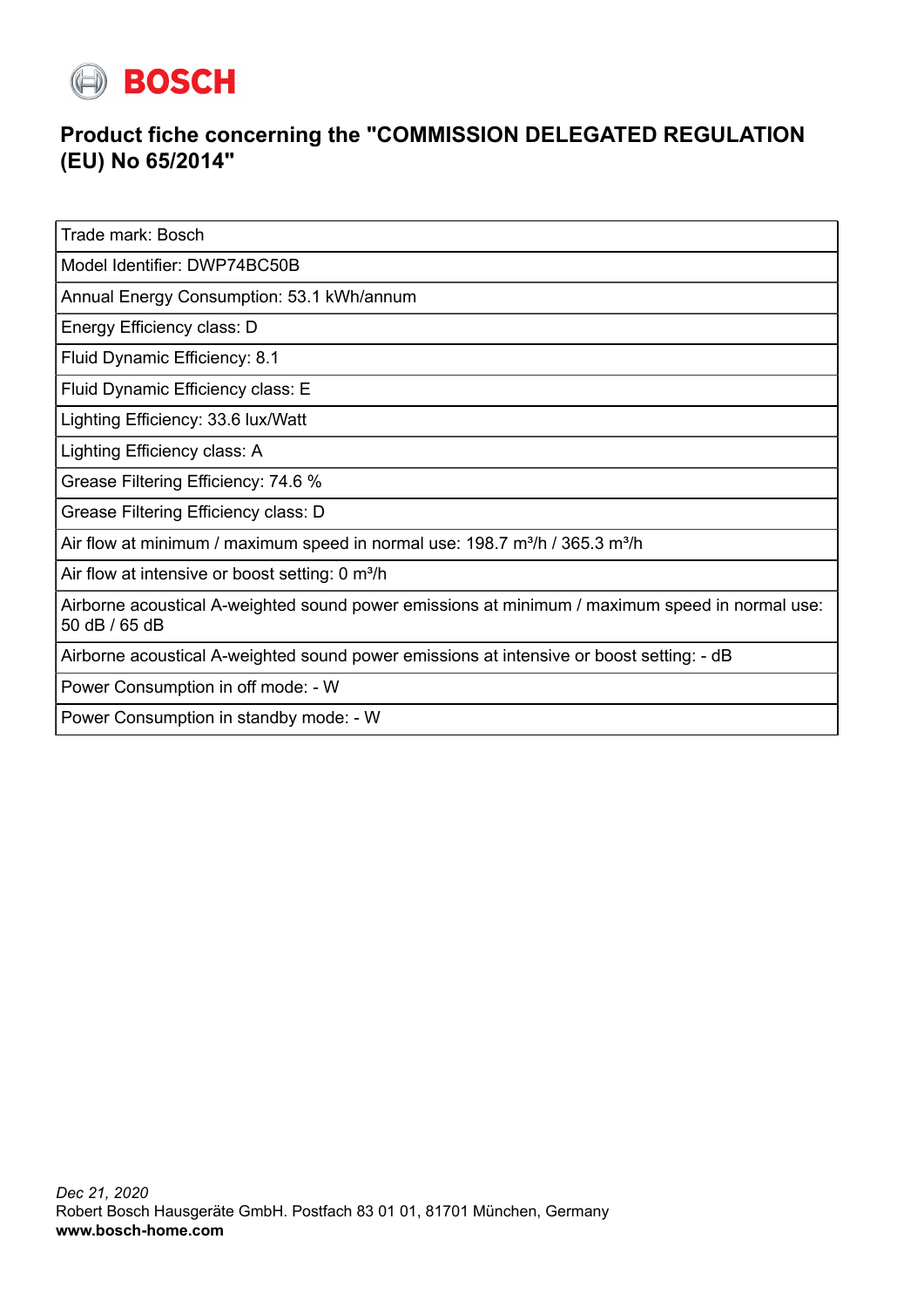BOSCH

## Product fiche concerning the "COMMISSION DELEGATED REGULATION (EU) No 65/2014"

| Trade mark: Bosch |
|---|
| Model Identifier: DWP74BC50B |
| Annual Energy Consumption: 53.1 kWh/annum |
| Energy Efficiency class: D |
| Fluid Dynamic Efficiency: 8.1 |
| Fluid Dynamic Efficiency class: E |
| Lighting Efficiency: 33.6 lux/Watt |
| Lighting Efficiency class: A |
| Grease Filtering Efficiency: 74.6 % |
| Grease Filtering Efficiency class: D |
| Air flow at minimum / maximum speed in normal use: 198.7 m³/h / 365.3 m³/h |
| Air flow at intensive or boost setting: 0 m³/h |
| Airborne acoustical A-weighted sound power emissions at minimum / maximum speed in normal use: 50 dB / 65 dB |
| Airborne acoustical A-weighted sound power emissions at intensive or boost setting: - dB |
| Power Consumption in off mode: - W |
| Power Consumption in standby mode: - W |

*Dec 21, 2020*
Robert Bosch Hausgeräte GmbH. Postfach 83 01 01, 81701 München, Germany
**www.bosch-home.com**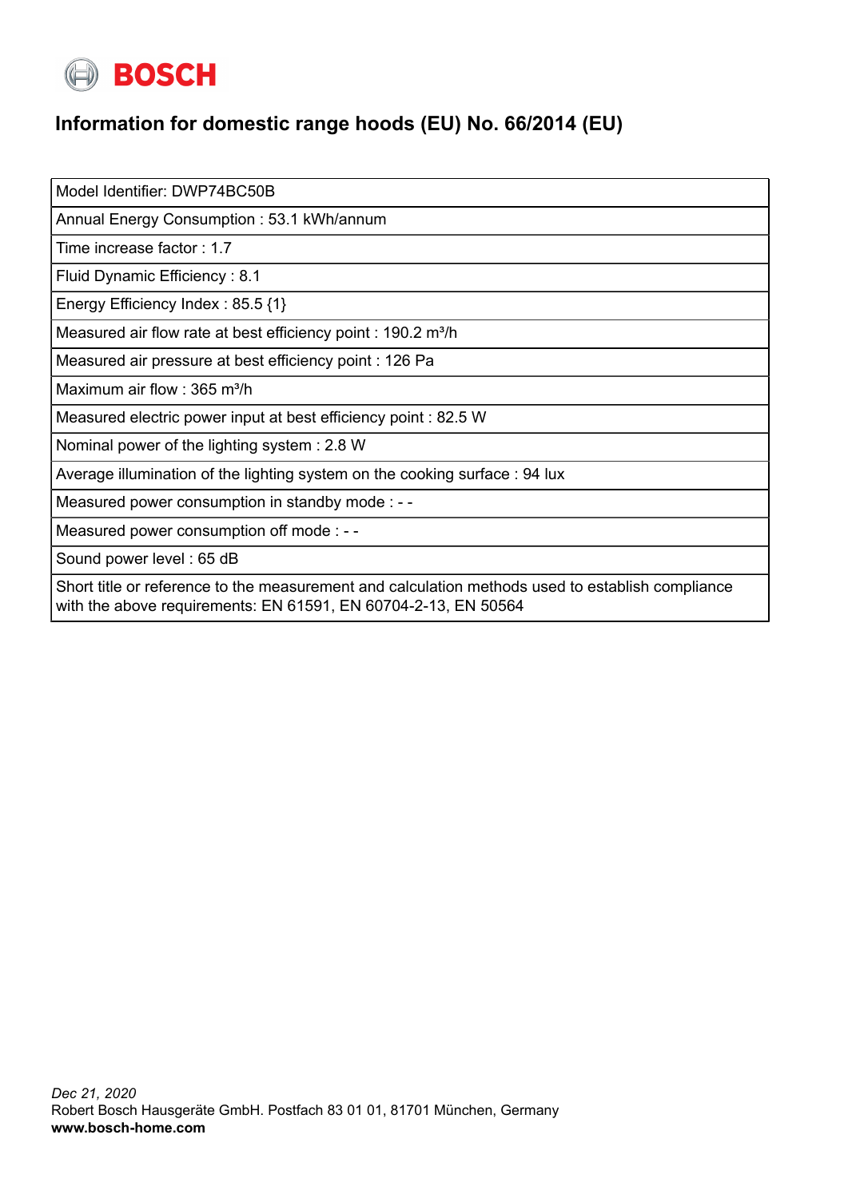BOSCH

# Information for domestic range hoods (EU) No. 66/2014 (EU)

| |
|---|
| Model Identifier: DWP74BC50B |
| Annual Energy Consumption : 53.1 kWh/annum |
| Time increase factor : 1.7 |
| Fluid Dynamic Efficiency : 8.1 |
| Energy Efficiency Index : 85.5 {1} |
| Measured air flow rate at best efficiency point : 190.2 m³/h |
| Measured air pressure at best efficiency point : 126 Pa |
| Maximum air flow : 365 m³/h |
| Measured electric power input at best efficiency point : 82.5 W |
| Nominal power of the lighting system : 2.8 W |
| Average illumination of the lighting system on the cooking surface : 94 lux |
| Measured power consumption in standby mode : - - |
| Measured power consumption off mode : - - |
| Sound power level : 65 dB |
| Short title or reference to the measurement and calculation methods used to establish compliance with the above requirements: EN 61591, EN 60704-2-13, EN 50564 |

*Dec 21, 2020*
Robert Bosch Hausgeräte GmbH. Postfach 83 01 01, 81701 München, Germany
**www.bosch-home.com**